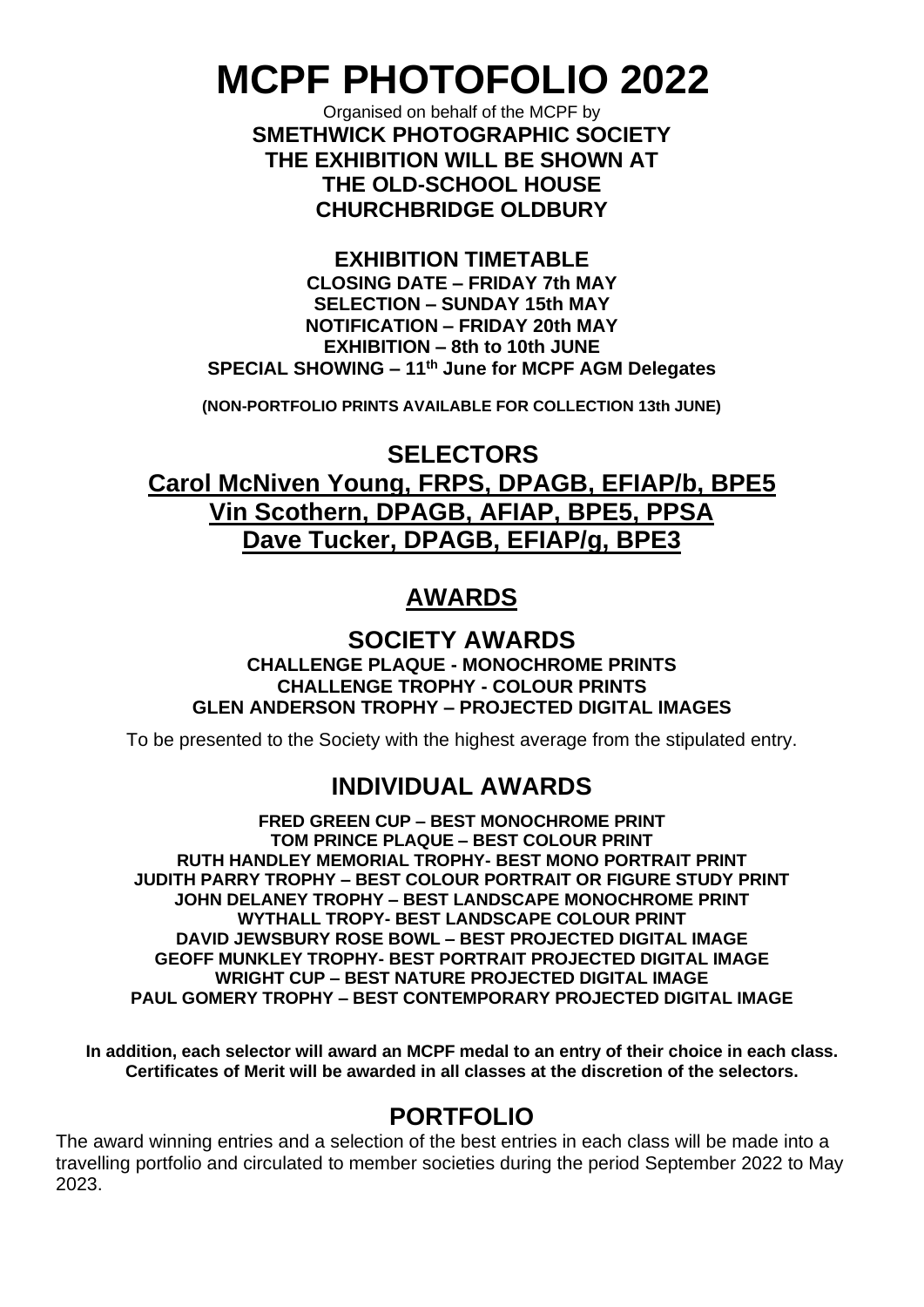# MCPF PHOTOFOLIO 2022

Organised on behalf of the MCPF by

**SMETHWICK PHOTOGRAPHIC SOCIETY**
**THE EXHIBITION WILL BE SHOWN AT**
**THE OLD-SCHOOL HOUSE**
**CHURCHBRIDGE OLDBURY**

**EXHIBITION TIMETABLE**

**CLOSING DATE – FRIDAY 7th MAY**
**SELECTION – SUNDAY 15th MAY**
**NOTIFICATION – FRIDAY 20th MAY**
**EXHIBITION – 8th to 10th JUNE**
**SPECIAL SHOWING – 11th June for MCPF AGM Delegates**

**(NON-PORTFOLIO PRINTS AVAILABLE FOR COLLECTION 13th JUNE)**

## SELECTORS

**Carol McNiven Young, FRPS, DPAGB, EFIAP/b, BPE5**
**Vin Scothern, DPAGB, AFIAP, BPE5, PPSA**
**Dave Tucker, DPAGB, EFIAP/g, BPE3**

## AWARDS

### SOCIETY AWARDS

**CHALLENGE PLAQUE - MONOCHROME PRINTS**
**CHALLENGE TROPHY - COLOUR PRINTS**
**GLEN ANDERSON TROPHY – PROJECTED DIGITAL IMAGES**

To be presented to the Society with the highest average from the stipulated entry.

### INDIVIDUAL AWARDS

**FRED GREEN CUP – BEST MONOCHROME PRINT**
**TOM PRINCE PLAQUE – BEST COLOUR PRINT**
**RUTH HANDLEY MEMORIAL TROPHY- BEST MONO PORTRAIT PRINT**
**JUDITH PARRY TROPHY – BEST COLOUR PORTRAIT OR FIGURE STUDY PRINT**
**JOHN DELANEY TROPHY – BEST LANDSCAPE MONOCHROME PRINT**
**WYTHALL TROPY- BEST LANDSCAPE COLOUR PRINT**
**DAVID JEWSBURY ROSE BOWL – BEST PROJECTED DIGITAL IMAGE**
**GEOFF MUNKLEY TROPHY- BEST PORTRAIT PROJECTED DIGITAL IMAGE**
**WRIGHT CUP – BEST NATURE PROJECTED DIGITAL IMAGE**
**PAUL GOMERY TROPHY – BEST CONTEMPORARY PROJECTED DIGITAL IMAGE**

**In addition, each selector will award an MCPF medal to an entry of their choice in each class. Certificates of Merit will be awarded in all classes at the discretion of the selectors.**

## PORTFOLIO

The award winning entries and a selection of the best entries in each class will be made into a travelling portfolio and circulated to member societies during the period September 2022 to May 2023.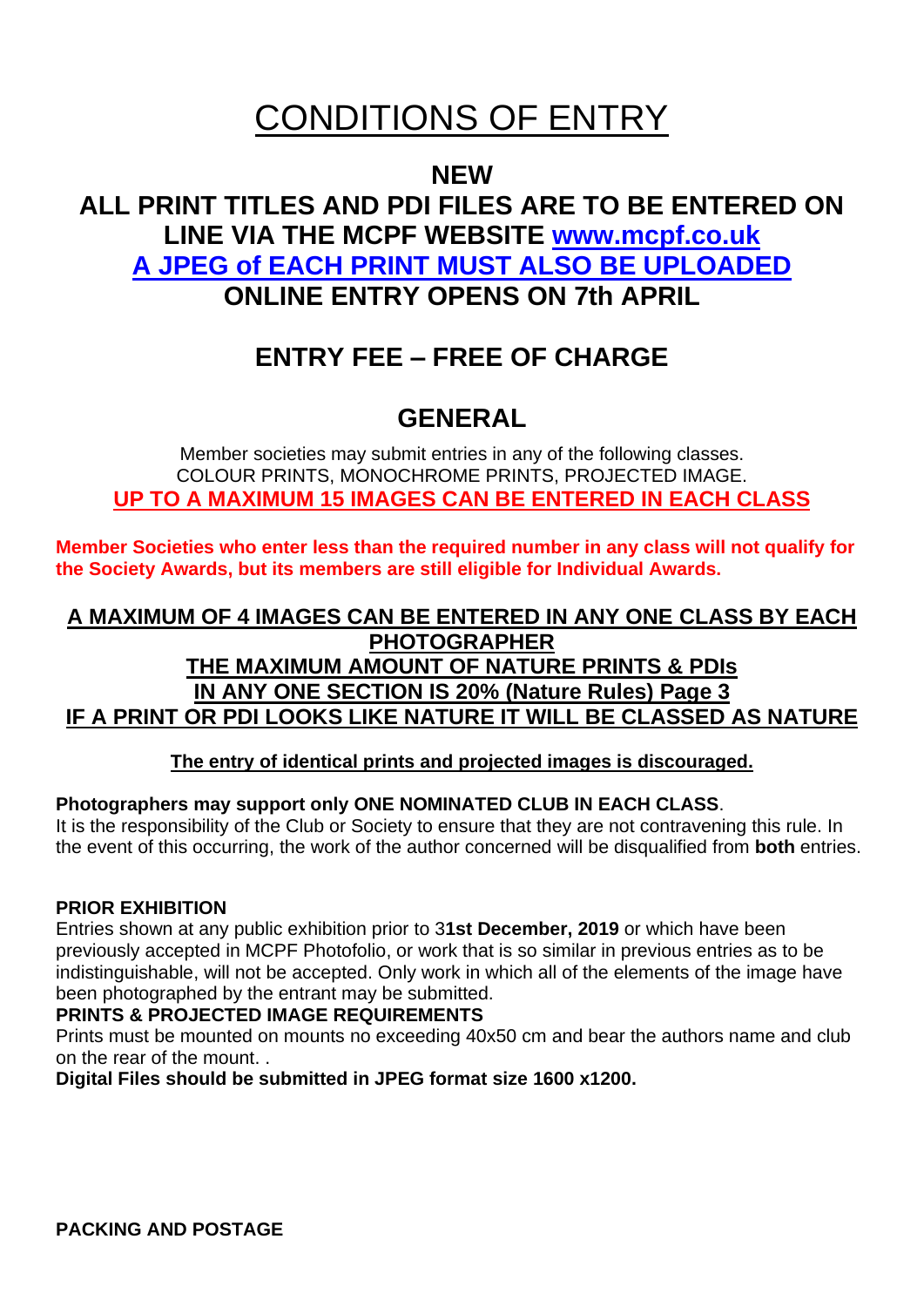# CONDITIONS OF ENTRY

## NEW

## ALL PRINT TITLES AND PDI FILES ARE TO BE ENTERED ON LINE VIA THE MCPF WEBSITE www.mcpf.co.uk

## A JPEG of EACH PRINT MUST ALSO BE UPLOADED

## ONLINE ENTRY OPENS ON 7th APRIL

## ENTRY FEE – FREE OF CHARGE

## GENERAL

Member societies may submit entries in any of the following classes.
COLOUR PRINTS, MONOCHROME PRINTS, PROJECTED IMAGE.

**UP TO A MAXIMUM 15 IMAGES CAN BE ENTERED IN EACH CLASS**

**Member Societies who enter less than the required number in any class will not qualify for the Society Awards, but its members are still eligible for Individual Awards.**

**A MAXIMUM OF 4 IMAGES CAN BE ENTERED IN ANY ONE CLASS BY EACH PHOTOGRAPHER**

**THE MAXIMUM AMOUNT OF NATURE PRINTS & PDIs IN ANY ONE SECTION IS 20% (Nature Rules) Page 3**

**IF A PRINT OR PDI LOOKS LIKE NATURE IT WILL BE CLASSED AS NATURE**

**The entry of identical prints and projected images is discouraged.**

**Photographers may support only ONE NOMINATED CLUB IN EACH CLASS**.
It is the responsibility of the Club or Society to ensure that they are not contravening this rule. In the event of this occurring, the work of the author concerned will be disqualified from **both** entries.

**PRIOR EXHIBITION**
Entries shown at any public exhibition prior to 3**1st December, 2019** or which have been previously accepted in MCPF Photofolio, or work that is so similar in previous entries as to be indistinguishable, will not be accepted. Only work in which all of the elements of the image have been photographed by the entrant may be submitted.

**PRINTS & PROJECTED IMAGE REQUIREMENTS**
Prints must be mounted on mounts no exceeding 40x50 cm and bear the authors name and club on the rear of the mount. .

**Digital Files should be submitted in JPEG format size 1600 x1200.**

**PACKING AND POSTAGE**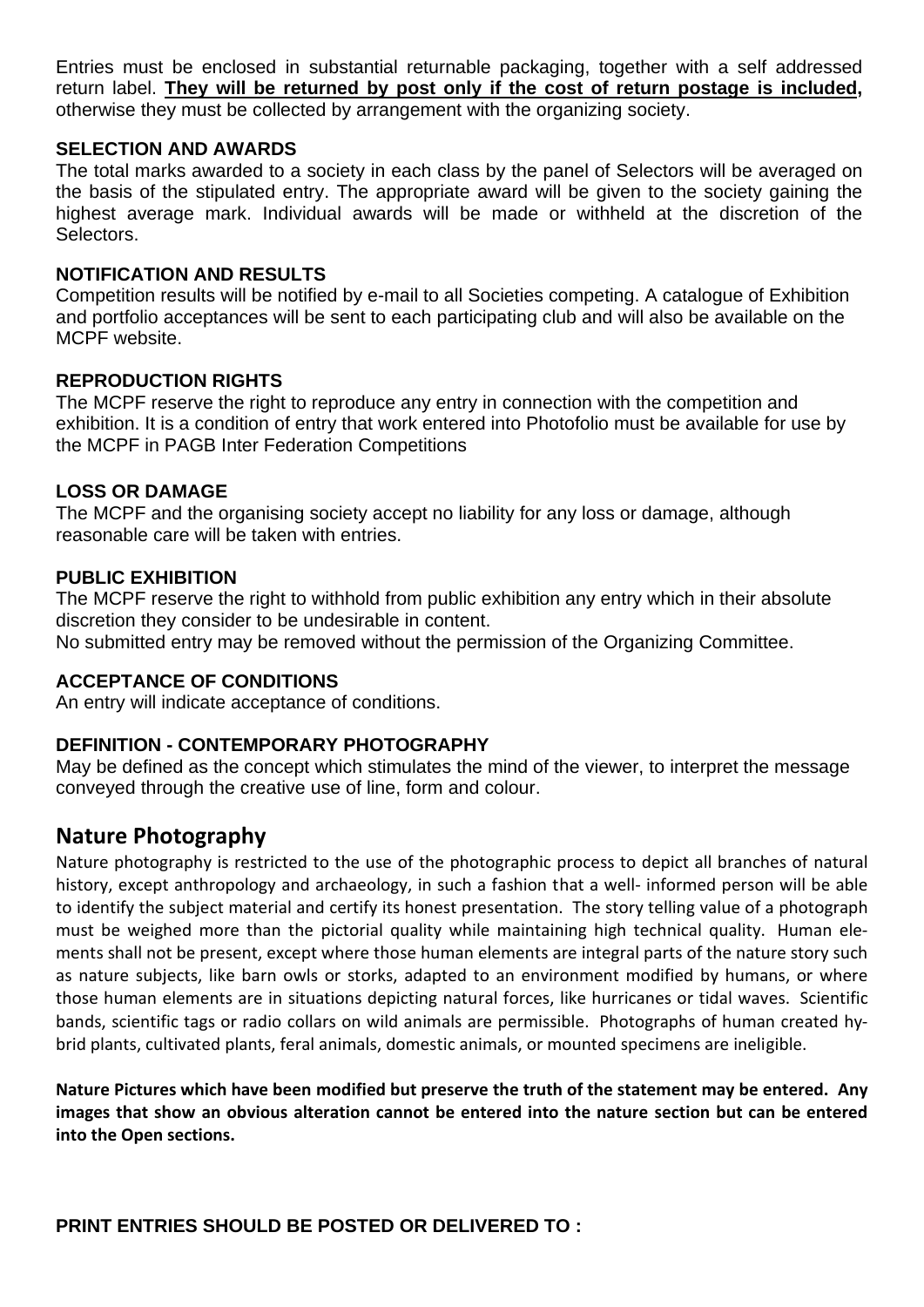Entries must be enclosed in substantial returnable packaging, together with a self addressed return label. **<u>They will be returned by post only if the cost of return postage is included</u>,** otherwise they must be collected by arrangement with the organizing society.

### SELECTION AND AWARDS

The total marks awarded to a society in each class by the panel of Selectors will be averaged on the basis of the stipulated entry. The appropriate award will be given to the society gaining the highest average mark. Individual awards will be made or withheld at the discretion of the Selectors.

### NOTIFICATION AND RESULTS

Competition results will be notified by e-mail to all Societies competing. A catalogue of Exhibition and portfolio acceptances will be sent to each participating club and will also be available on the MCPF website.

### REPRODUCTION RIGHTS

The MCPF reserve the right to reproduce any entry in connection with the competition and exhibition. It is a condition of entry that work entered into Photofolio must be available for use by the MCPF in PAGB Inter Federation Competitions

### LOSS OR DAMAGE

The MCPF and the organising society accept no liability for any loss or damage, although reasonable care will be taken with entries.

### PUBLIC EXHIBITION

The MCPF reserve the right to withhold from public exhibition any entry which in their absolute discretion they consider to be undesirable in content.
No submitted entry may be removed without the permission of the Organizing Committee.

### ACCEPTANCE OF CONDITIONS

An entry will indicate acceptance of conditions.

### DEFINITION - CONTEMPORARY PHOTOGRAPHY

May be defined as the concept which stimulates the mind of the viewer, to interpret the message conveyed through the creative use of line, form and colour.

## Nature Photography

Nature photography is restricted to the use of the photographic process to depict all branches of natural history, except anthropology and archaeology, in such a fashion that a well- informed person will be able to identify the subject material and certify its honest presentation. The story telling value of a photograph must be weighed more than the pictorial quality while maintaining high technical quality. Human elements shall not be present, except where those human elements are integral parts of the nature story such as nature subjects, like barn owls or storks, adapted to an environment modified by humans, or where those human elements are in situations depicting natural forces, like hurricanes or tidal waves. Scientific bands, scientific tags or radio collars on wild animals are permissible. Photographs of human created hybrid plants, cultivated plants, feral animals, domestic animals, or mounted specimens are ineligible.

**Nature Pictures which have been modified but preserve the truth of the statement may be entered. Any images that show an obvious alteration cannot be entered into the nature section but can be entered into the Open sections.**

**PRINT ENTRIES SHOULD BE POSTED OR DELIVERED TO :**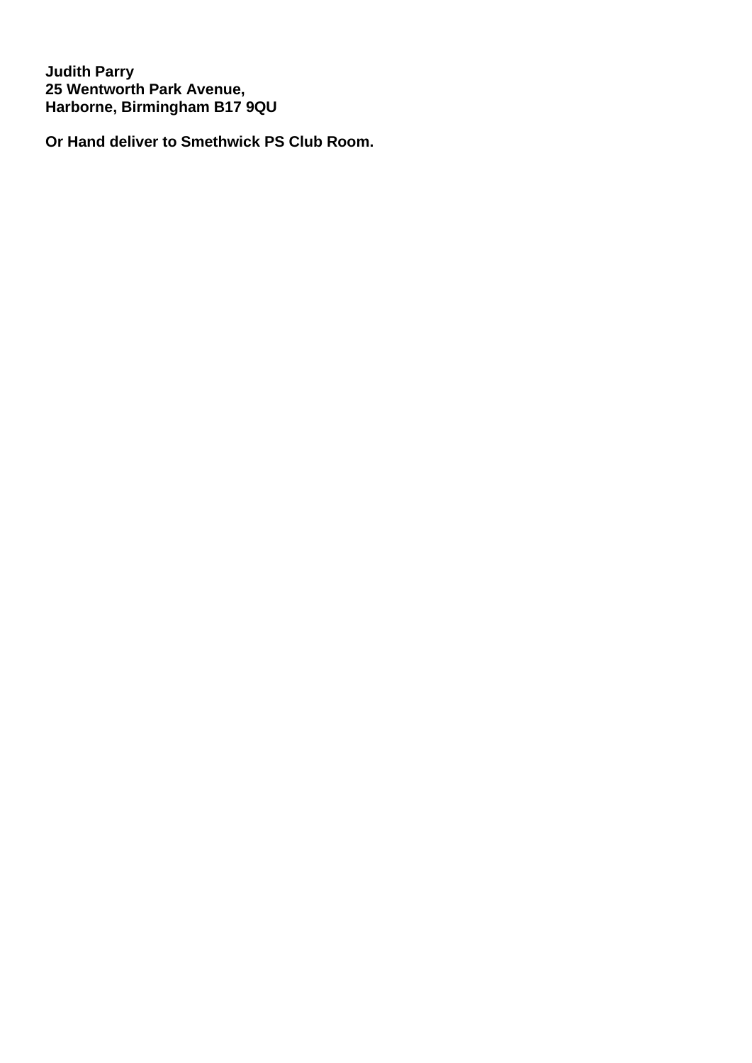**Judith Parry**
**25 Wentworth Park Avenue,**
**Harborne, Birmingham B17 9QU**

**Or Hand deliver to Smethwick PS Club Room.**